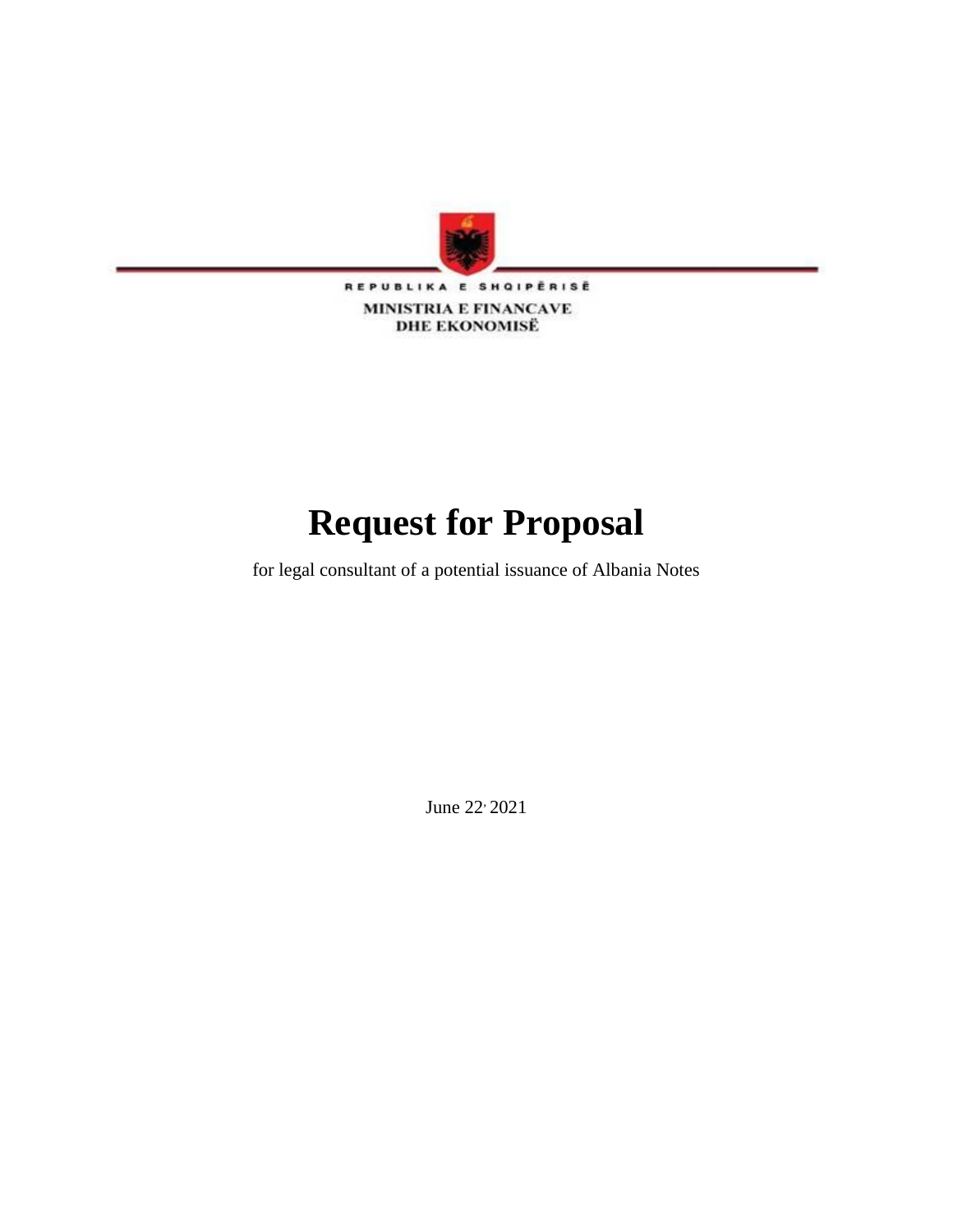REPUBLIKA E SHQIPËRISË

MINISTRIA E FINANCAVE
DHE EKONOMISË

# Request for Proposal

for legal consultant of a potential issuance of Albania Notes

June 22, 2021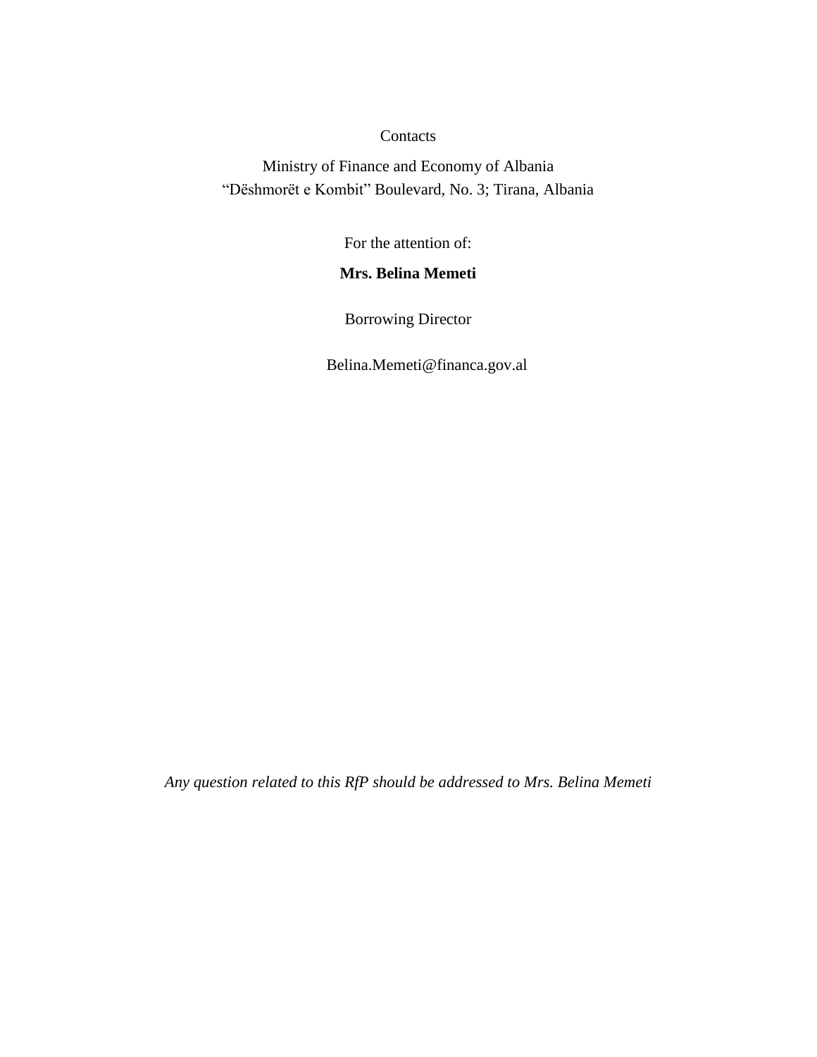Contacts

Ministry of Finance and Economy of Albania
"Dëshmorët e Kombit" Boulevard, No. 3; Tirana, Albania

For the attention of:

**Mrs. Belina Memeti**

Borrowing Director

Belina.Memeti@financa.gov.al

*Any question related to this RfP should be addressed to Mrs. Belina Memeti*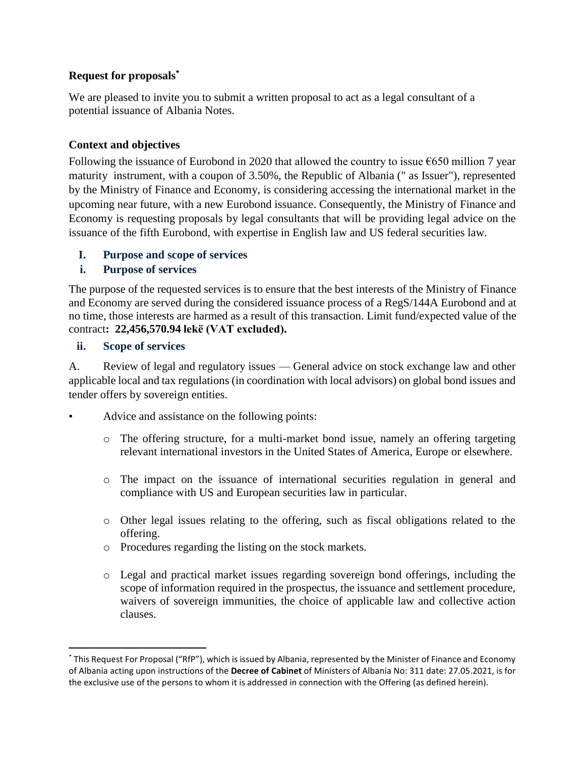**Request for proposals[*]**

We are pleased to invite you to submit a written proposal to act as a legal consultant of a potential issuance of Albania Notes.

**Context and objectives**

Following the issuance of Eurobond in 2020 that allowed the country to issue €650 million 7 year maturity instrument, with a coupon of 3.50%, the Republic of Albania (" as Issuer"), represented by the Ministry of Finance and Economy, is considering accessing the international market in the upcoming near future, with a new Eurobond issuance. Consequently, the Ministry of Finance and Economy is requesting proposals by legal consultants that will be providing legal advice on the issuance of the fifth Eurobond, with expertise in English law and US federal securities law.

## I. Purpose and scope of services

### i. Purpose of services

The purpose of the requested services is to ensure that the best interests of the Ministry of Finance and Economy are served during the considered issuance process of a RegS/144A Eurobond and at no time, those interests are harmed as a result of this transaction. Limit fund/expected value of the contract**: 22,456,570.94 lekë (VAT excluded).**

### ii. Scope of services

A. Review of legal and regulatory issues — General advice on stock exchange law and other applicable local and tax regulations (in coordination with local advisors) on global bond issues and tender offers by sovereign entities.

- Advice and assistance on the following points:
  - The offering structure, for a multi-market bond issue, namely an offering targeting relevant international investors in the United States of America, Europe or elsewhere.
  - The impact on the issuance of international securities regulation in general and compliance with US and European securities law in particular.
  - Other legal issues relating to the offering, such as fiscal obligations related to the offering.
  - Procedures regarding the listing on the stock markets.
  - Legal and practical market issues regarding sovereign bond offerings, including the scope of information required in the prospectus, the issuance and settlement procedure, waivers of sovereign immunities, the choice of applicable law and collective action clauses.

[*] This Request For Proposal ("RfP"), which is issued by Albania, represented by the Minister of Finance and Economy of Albania acting upon instructions of the **Decree of Cabinet** of Ministers of Albania No: 311 date: 27.05.2021, is for the exclusive use of the persons to whom it is addressed in connection with the Offering (as defined herein).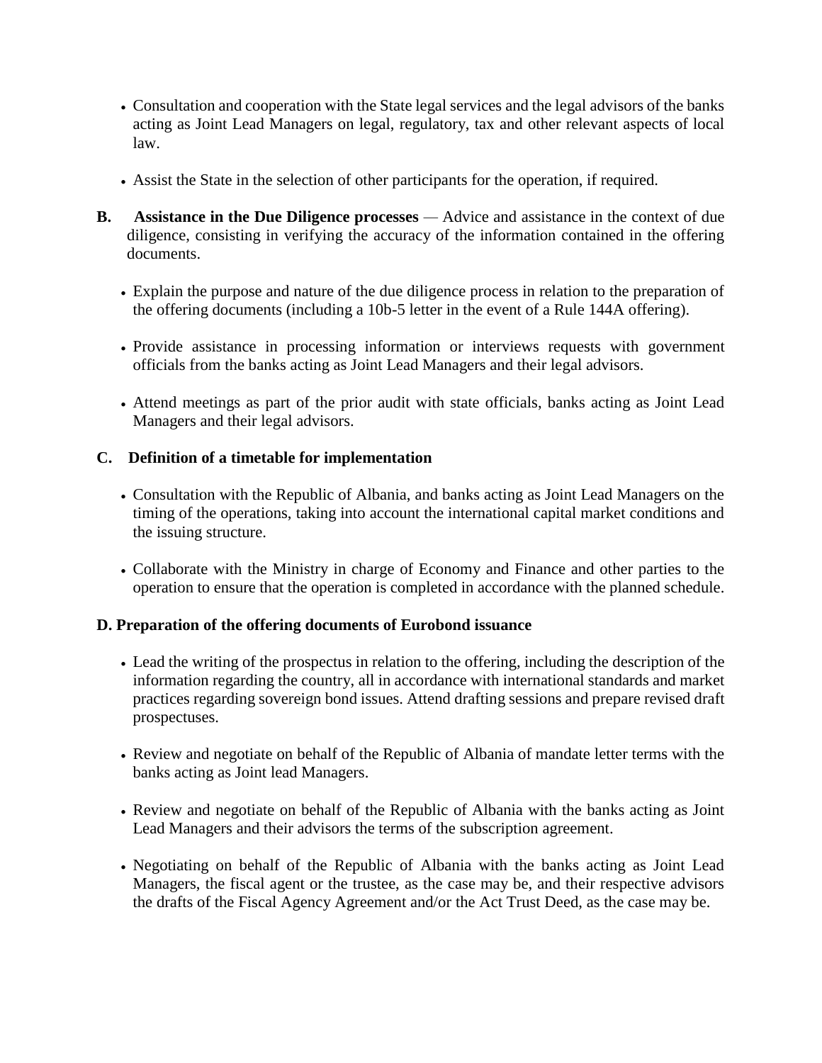- Consultation and cooperation with the State legal services and the legal advisors of the banks acting as Joint Lead Managers on legal, regulatory, tax and other relevant aspects of local law.

- Assist the State in the selection of other participants for the operation, if required.

**B. Assistance in the Due Diligence processes** — Advice and assistance in the context of due diligence, consisting in verifying the accuracy of the information contained in the offering documents.

- Explain the purpose and nature of the due diligence process in relation to the preparation of the offering documents (including a 10b-5 letter in the event of a Rule 144A offering).

- Provide assistance in processing information or interviews requests with government officials from the banks acting as Joint Lead Managers and their legal advisors.

- Attend meetings as part of the prior audit with state officials, banks acting as Joint Lead Managers and their legal advisors.

**C. Definition of a timetable for implementation**

- Consultation with the Republic of Albania, and banks acting as Joint Lead Managers on the timing of the operations, taking into account the international capital market conditions and the issuing structure.

- Collaborate with the Ministry in charge of Economy and Finance and other parties to the operation to ensure that the operation is completed in accordance with the planned schedule.

**D. Preparation of the offering documents of Eurobond issuance**

- Lead the writing of the prospectus in relation to the offering, including the description of the information regarding the country, all in accordance with international standards and market practices regarding sovereign bond issues. Attend drafting sessions and prepare revised draft prospectuses.

- Review and negotiate on behalf of the Republic of Albania of mandate letter terms with the banks acting as Joint lead Managers.

- Review and negotiate on behalf of the Republic of Albania with the banks acting as Joint Lead Managers and their advisors the terms of the subscription agreement.

- Negotiating on behalf of the Republic of Albania with the banks acting as Joint Lead Managers, the fiscal agent or the trustee, as the case may be, and their respective advisors the drafts of the Fiscal Agency Agreement and/or the Act Trust Deed, as the case may be.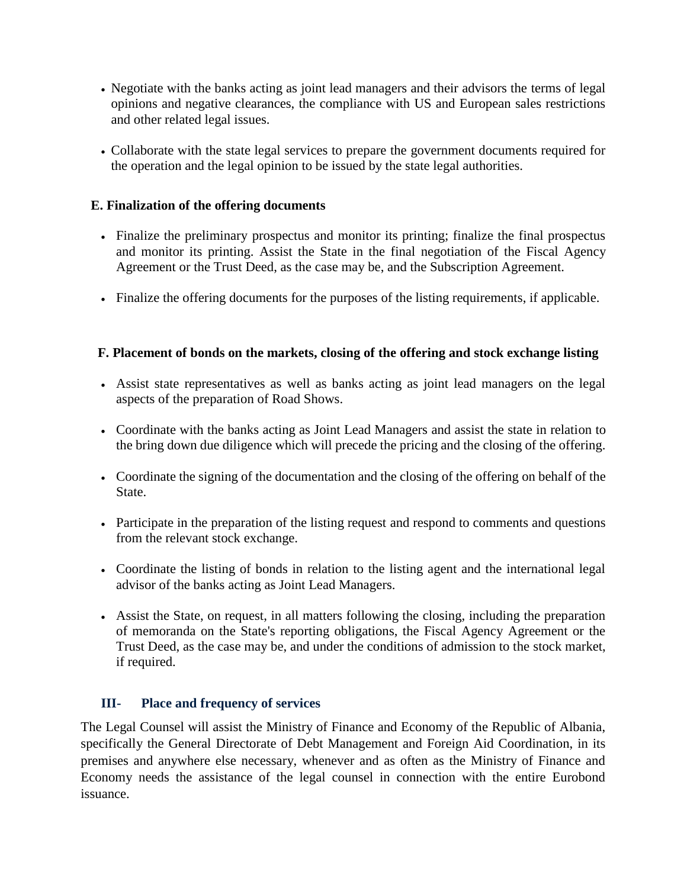- Negotiate with the banks acting as joint lead managers and their advisors the terms of legal opinions and negative clearances, the compliance with US and European sales restrictions and other related legal issues.
- Collaborate with the state legal services to prepare the government documents required for the operation and the legal opinion to be issued by the state legal authorities.

**E. Finalization of the offering documents**

- Finalize the preliminary prospectus and monitor its printing; finalize the final prospectus and monitor its printing. Assist the State in the final negotiation of the Fiscal Agency Agreement or the Trust Deed, as the case may be, and the Subscription Agreement.
- Finalize the offering documents for the purposes of the listing requirements, if applicable.

**F. Placement of bonds on the markets, closing of the offering and stock exchange listing**

- Assist state representatives as well as banks acting as joint lead managers on the legal aspects of the preparation of Road Shows.
- Coordinate with the banks acting as Joint Lead Managers and assist the state in relation to the bring down due diligence which will precede the pricing and the closing of the offering.
- Coordinate the signing of the documentation and the closing of the offering on behalf of the State.
- Participate in the preparation of the listing request and respond to comments and questions from the relevant stock exchange.
- Coordinate the listing of bonds in relation to the listing agent and the international legal advisor of the banks acting as Joint Lead Managers.
- Assist the State, on request, in all matters following the closing, including the preparation of memoranda on the State's reporting obligations, the Fiscal Agency Agreement or the Trust Deed, as the case may be, and under the conditions of admission to the stock market, if required.

## III- Place and frequency of services

The Legal Counsel will assist the Ministry of Finance and Economy of the Republic of Albania, specifically the General Directorate of Debt Management and Foreign Aid Coordination, in its premises and anywhere else necessary, whenever and as often as the Ministry of Finance and Economy needs the assistance of the legal counsel in connection with the entire Eurobond issuance.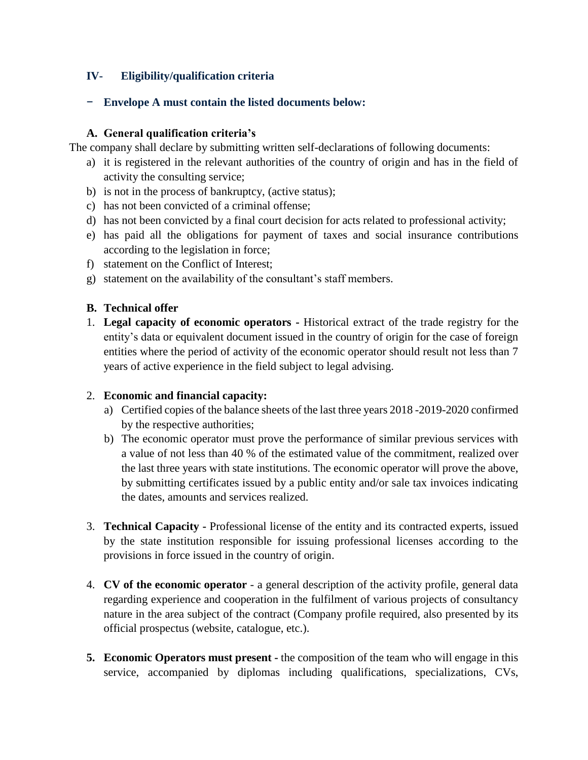## IV- Eligibility/qualification criteria

- **Envelope A must contain the listed documents below:**

### A. General qualification criteria's

The company shall declare by submitting written self-declarations of following documents:

a) it is registered in the relevant authorities of the country of origin and has in the field of activity the consulting service;
b) is not in the process of bankruptcy, (active status);
c) has not been convicted of a criminal offense;
d) has not been convicted by a final court decision for acts related to professional activity;
e) has paid all the obligations for payment of taxes and social insurance contributions according to the legislation in force;
f) statement on the Conflict of Interest;
g) statement on the availability of the consultant's staff members.

### B. Technical offer

1. **Legal capacity of economic operators -** Historical extract of the trade registry for the entity's data or equivalent document issued in the country of origin for the case of foreign entities where the period of activity of the economic operator should result not less than 7 years of active experience in the field subject to legal advising.

2. **Economic and financial capacity:**
   a) Certified copies of the balance sheets of the last three years 2018 -2019-2020 confirmed by the respective authorities;
   b) The economic operator must prove the performance of similar previous services with a value of not less than 40 % of the estimated value of the commitment, realized over the last three years with state institutions. The economic operator will prove the above, by submitting certificates issued by a public entity and/or sale tax invoices indicating the dates, amounts and services realized.

3. **Technical Capacity -** Professional license of the entity and its contracted experts, issued by the state institution responsible for issuing professional licenses according to the provisions in force issued in the country of origin.

4. **CV of the economic operator** - a general description of the activity profile, general data regarding experience and cooperation in the fulfilment of various projects of consultancy nature in the area subject of the contract (Company profile required, also presented by its official prospectus (website, catalogue, etc.).

5. **Economic Operators must present -** the composition of the team who will engage in this service, accompanied by diplomas including qualifications, specializations, CVs,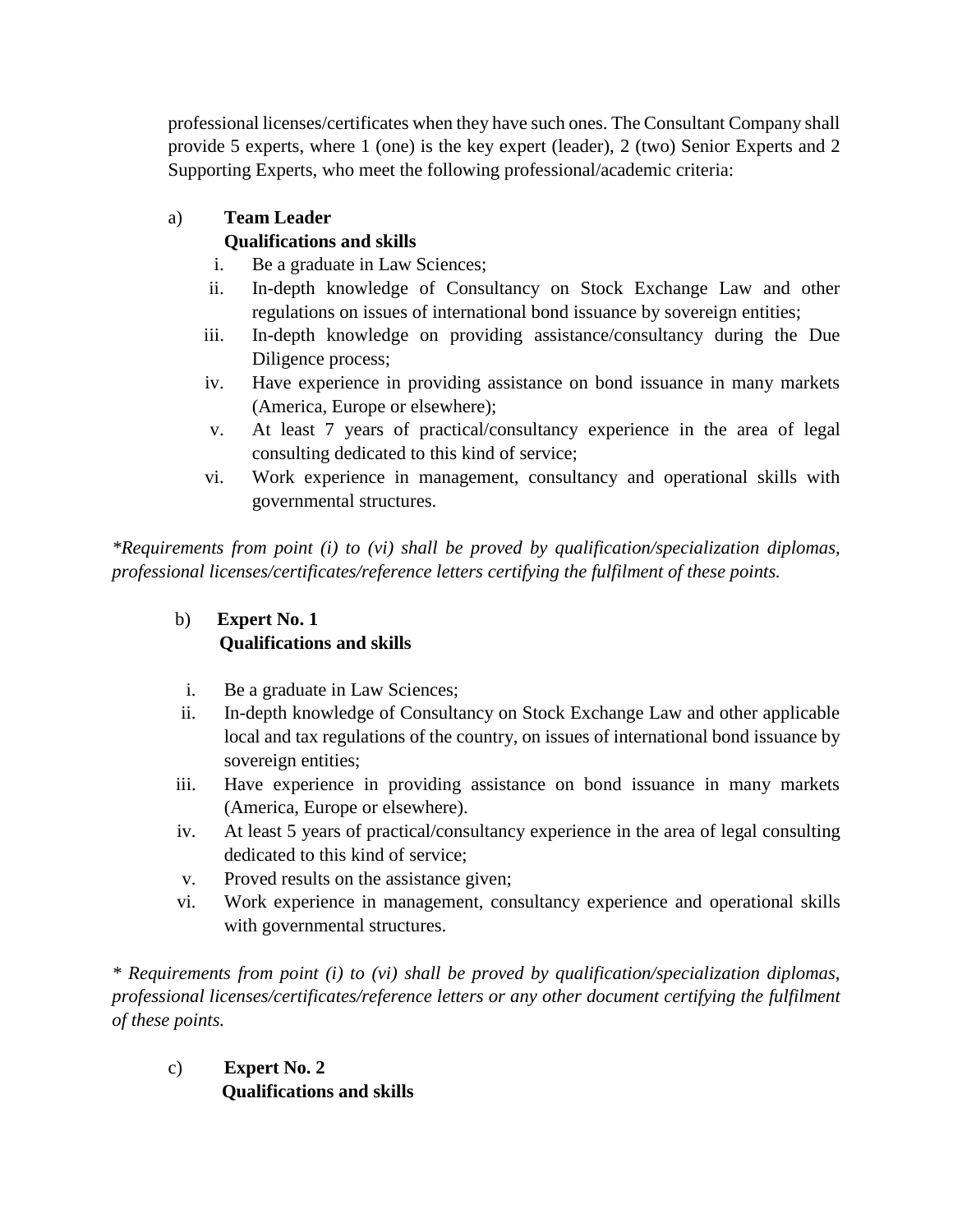professional licenses/certificates when they have such ones. The Consultant Company shall provide 5 experts, where 1 (one) is the key expert (leader), 2 (two) Senior Experts and 2 Supporting Experts, who meet the following professional/academic criteria:

a) **Team Leader**
**Qualifications and skills**

i. Be a graduate in Law Sciences;
ii. In-depth knowledge of Consultancy on Stock Exchange Law and other regulations on issues of international bond issuance by sovereign entities;
iii. In-depth knowledge on providing assistance/consultancy during the Due Diligence process;
iv. Have experience in providing assistance on bond issuance in many markets (America, Europe or elsewhere);
v. At least 7 years of practical/consultancy experience in the area of legal consulting dedicated to this kind of service;
vi. Work experience in management, consultancy and operational skills with governmental structures.

*\*Requirements from point (i) to (vi) shall be proved by qualification/specialization diplomas, professional licenses/certificates/reference letters certifying the fulfilment of these points.*

b) **Expert No. 1**
**Qualifications and skills**

i. Be a graduate in Law Sciences;
ii. In-depth knowledge of Consultancy on Stock Exchange Law and other applicable local and tax regulations of the country, on issues of international bond issuance by sovereign entities;
iii. Have experience in providing assistance on bond issuance in many markets (America, Europe or elsewhere).
iv. At least 5 years of practical/consultancy experience in the area of legal consulting dedicated to this kind of service;
v. Proved results on the assistance given;
vi. Work experience in management, consultancy experience and operational skills with governmental structures.

*\* Requirements from point (i) to (vi) shall be proved by qualification/specialization diplomas, professional licenses/certificates/reference letters or any other document certifying the fulfilment of these points.*

c) **Expert No. 2**
**Qualifications and skills**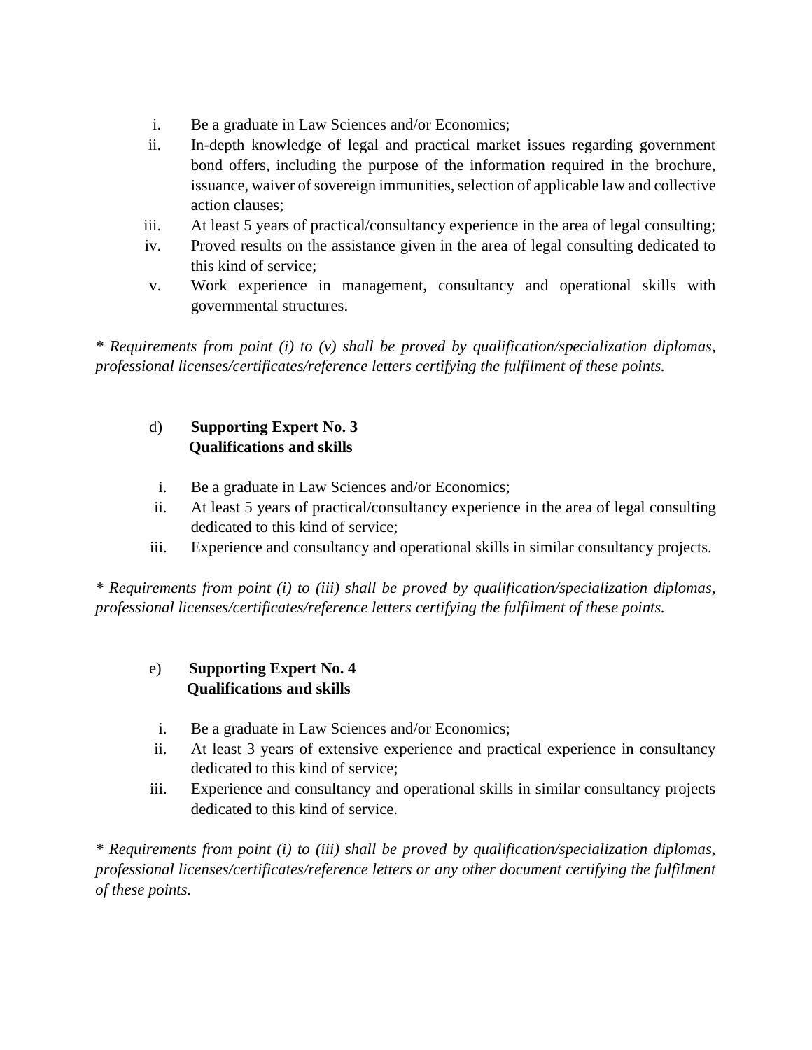i. Be a graduate in Law Sciences and/or Economics;
ii. In-depth knowledge of legal and practical market issues regarding government bond offers, including the purpose of the information required in the brochure, issuance, waiver of sovereign immunities, selection of applicable law and collective action clauses;
iii. At least 5 years of practical/consultancy experience in the area of legal consulting;
iv. Proved results on the assistance given in the area of legal consulting dedicated to this kind of service;
v. Work experience in management, consultancy and operational skills with governmental structures.

*\* Requirements from point (i) to (v) shall be proved by qualification/specialization diplomas, professional licenses/certificates/reference letters certifying the fulfilment of these points.*

d) **Supporting Expert No. 3**
**Qualifications and skills**

i. Be a graduate in Law Sciences and/or Economics;
ii. At least 5 years of practical/consultancy experience in the area of legal consulting dedicated to this kind of service;
iii. Experience and consultancy and operational skills in similar consultancy projects.

*\* Requirements from point (i) to (iii) shall be proved by qualification/specialization diplomas, professional licenses/certificates/reference letters certifying the fulfilment of these points.*

e) **Supporting Expert No. 4**
**Qualifications and skills**

i. Be a graduate in Law Sciences and/or Economics;
ii. At least 3 years of extensive experience and practical experience in consultancy dedicated to this kind of service;
iii. Experience and consultancy and operational skills in similar consultancy projects dedicated to this kind of service.

*\* Requirements from point (i) to (iii) shall be proved by qualification/specialization diplomas, professional licenses/certificates/reference letters or any other document certifying the fulfilment of these points.*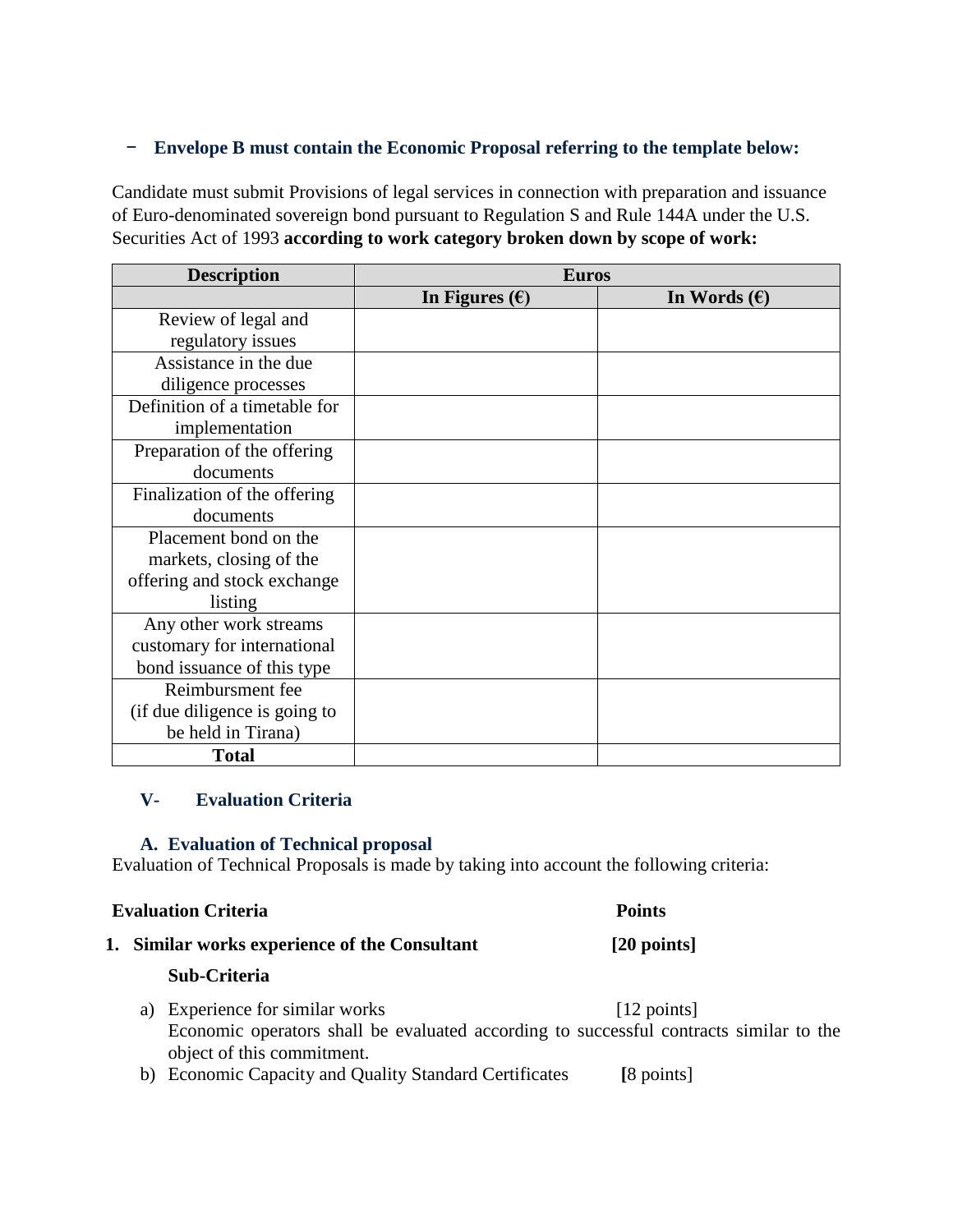- **Envelope B must contain the Economic Proposal referring to the template below:**

Candidate must submit Provisions of legal services in connection with preparation and issuance of Euro-denominated sovereign bond pursuant to Regulation S and Rule 144A under the U.S. Securities Act of 1993 **according to work category broken down by scope of work:**

| **Description** | **Euros** | |
|---|---|---|
| | **In Figures (€)** | **In Words (€)** |
| Review of legal and regulatory issues | | |
| Assistance in the due diligence processes | | |
| Definition of a timetable for implementation | | |
| Preparation of the offering documents | | |
| Finalization of the offering documents | | |
| Placement bond on the markets, closing of the offering and stock exchange listing | | |
| Any other work streams customary for international bond issuance of this type | | |
| Reimbursment fee (if due diligence is going to be held in Tirana) | | |
| **Total** | | |

## V- Evaluation Criteria

### A. Evaluation of Technical proposal

Evaluation of Technical Proposals is made by taking into account the following criteria:

**Evaluation Criteria** **Points**

1. **Similar works experience of the Consultant** **[20 points]**

   **Sub-Criteria**

   a) Experience for similar works [12 points]
   Economic operators shall be evaluated according to successful contracts similar to the object of this commitment.

   b) Economic Capacity and Quality Standard Certificates **[**8 points]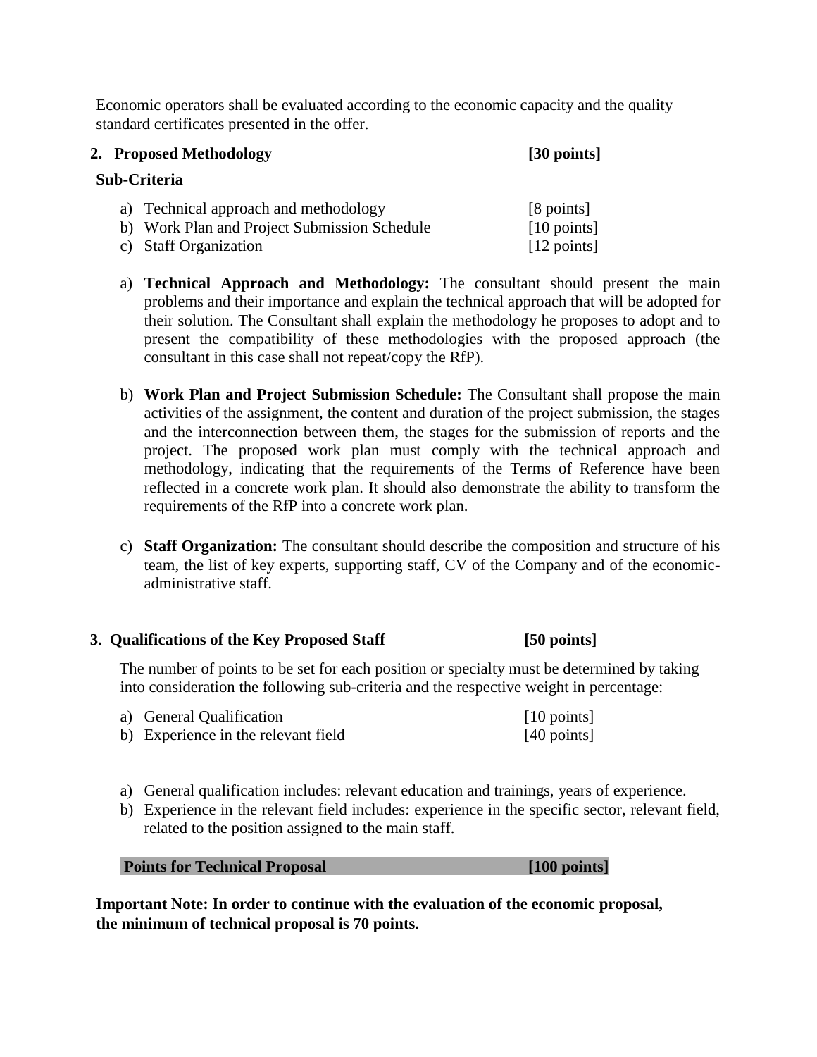Economic operators shall be evaluated according to the economic capacity and the quality standard certificates presented in the offer.

**2. Proposed Methodology [30 points]**

**Sub-Criteria**

a) Technical approach and methodology [8 points]
b) Work Plan and Project Submission Schedule [10 points]
c) Staff Organization [12 points]

a) **Technical Approach and Methodology:** The consultant should present the main problems and their importance and explain the technical approach that will be adopted for their solution. The Consultant shall explain the methodology he proposes to adopt and to present the compatibility of these methodologies with the proposed approach (the consultant in this case shall not repeat/copy the RfP).

b) **Work Plan and Project Submission Schedule:** The Consultant shall propose the main activities of the assignment, the content and duration of the project submission, the stages and the interconnection between them, the stages for the submission of reports and the project. The proposed work plan must comply with the technical approach and methodology, indicating that the requirements of the Terms of Reference have been reflected in a concrete work plan. It should also demonstrate the ability to transform the requirements of the RfP into a concrete work plan.

c) **Staff Organization:** The consultant should describe the composition and structure of his team, the list of key experts, supporting staff, CV of the Company and of the economic-administrative staff.

**3. Qualifications of the Key Proposed Staff [50 points]**

The number of points to be set for each position or specialty must be determined by taking into consideration the following sub-criteria and the respective weight in percentage:

a) General Qualification [10 points]
b) Experience in the relevant field [40 points]

a) General qualification includes: relevant education and trainings, years of experience.
b) Experience in the relevant field includes: experience in the specific sector, relevant field, related to the position assigned to the main staff.

**Points for Technical Proposal [100 points]**

**Important Note: In order to continue with the evaluation of the economic proposal, the minimum of technical proposal is 70 points.**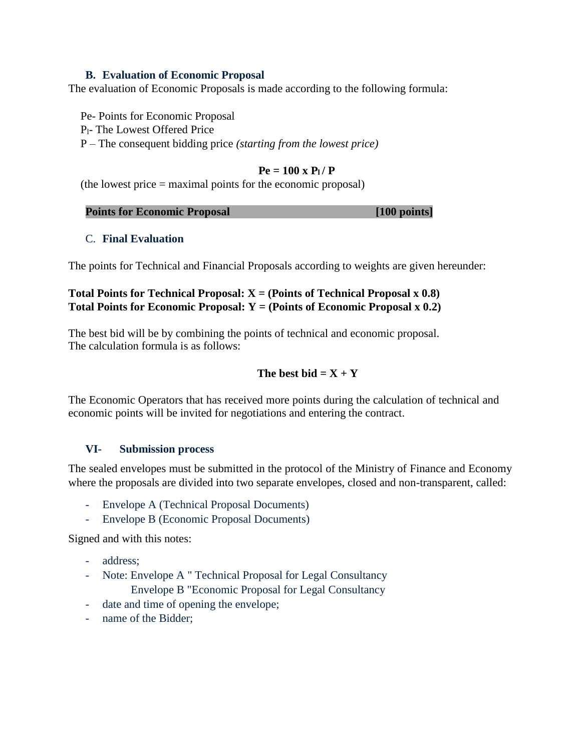### B. Evaluation of Economic Proposal

The evaluation of Economic Proposals is made according to the following formula:

$P_e$- Points for Economic Proposal
$P_l$- The Lowest Offered Price
P – The consequent bidding price *(starting from the lowest price)*

$$P_e = 100 \times P_l / P$$

(the lowest price = maximal points for the economic proposal)

| **Points for Economic Proposal** | **[100 points]** |
| --- | --- |

### C. Final Evaluation

The points for Technical and Financial Proposals according to weights are given hereunder:

**Total Points for Technical Proposal: X = (Points of Technical Proposal x 0.8)**
**Total Points for Economic Proposal: Y = (Points of Economic Proposal x 0.2)**

The best bid will be by combining the points of technical and economic proposal.
The calculation formula is as follows:

$$\text{The best bid} = X + Y$$

The Economic Operators that has received more points during the calculation of technical and economic points will be invited for negotiations and entering the contract.

## VI- Submission process

The sealed envelopes must be submitted in the protocol of the Ministry of Finance and Economy where the proposals are divided into two separate envelopes, closed and non-transparent, called:

- Envelope A (Technical Proposal Documents)
- Envelope B (Economic Proposal Documents)

Signed and with this notes:

- address;
- Note: Envelope A " Technical Proposal for Legal Consultancy
  Envelope B "Economic Proposal for Legal Consultancy
- date and time of opening the envelope;
- name of the Bidder;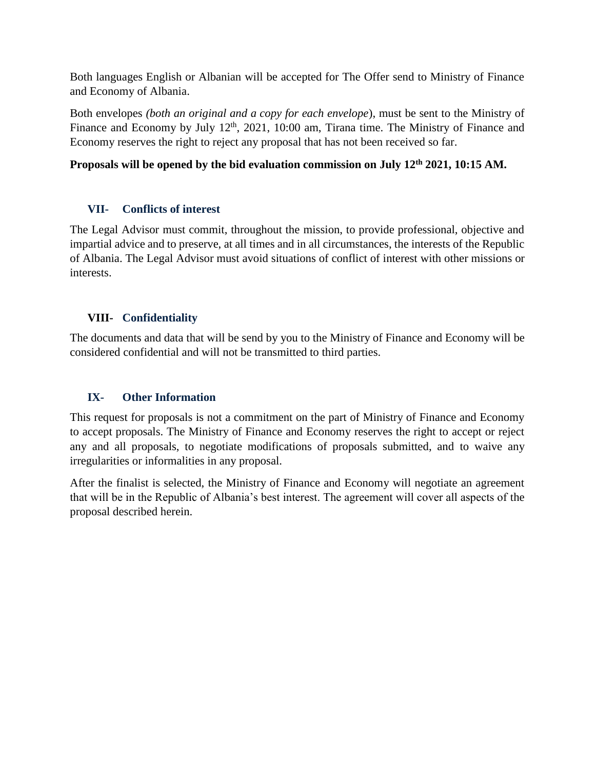Both languages English or Albanian will be accepted for The Offer send to Ministry of Finance and Economy of Albania.

Both envelopes *(both an original and a copy for each envelope*), must be sent to the Ministry of Finance and Economy by July 12th, 2021, 10:00 am, Tirana time. The Ministry of Finance and Economy reserves the right to reject any proposal that has not been received so far.

**Proposals will be opened by the bid evaluation commission on July 12th 2021, 10:15 AM.**

## VII- Conflicts of interest

The Legal Advisor must commit, throughout the mission, to provide professional, objective and impartial advice and to preserve, at all times and in all circumstances, the interests of the Republic of Albania. The Legal Advisor must avoid situations of conflict of interest with other missions or interests.

## VIII- Confidentiality

The documents and data that will be send by you to the Ministry of Finance and Economy will be considered confidential and will not be transmitted to third parties.

## IX- Other Information

This request for proposals is not a commitment on the part of Ministry of Finance and Economy to accept proposals. The Ministry of Finance and Economy reserves the right to accept or reject any and all proposals, to negotiate modifications of proposals submitted, and to waive any irregularities or informalities in any proposal.

After the finalist is selected, the Ministry of Finance and Economy will negotiate an agreement that will be in the Republic of Albania's best interest. The agreement will cover all aspects of the proposal described herein.